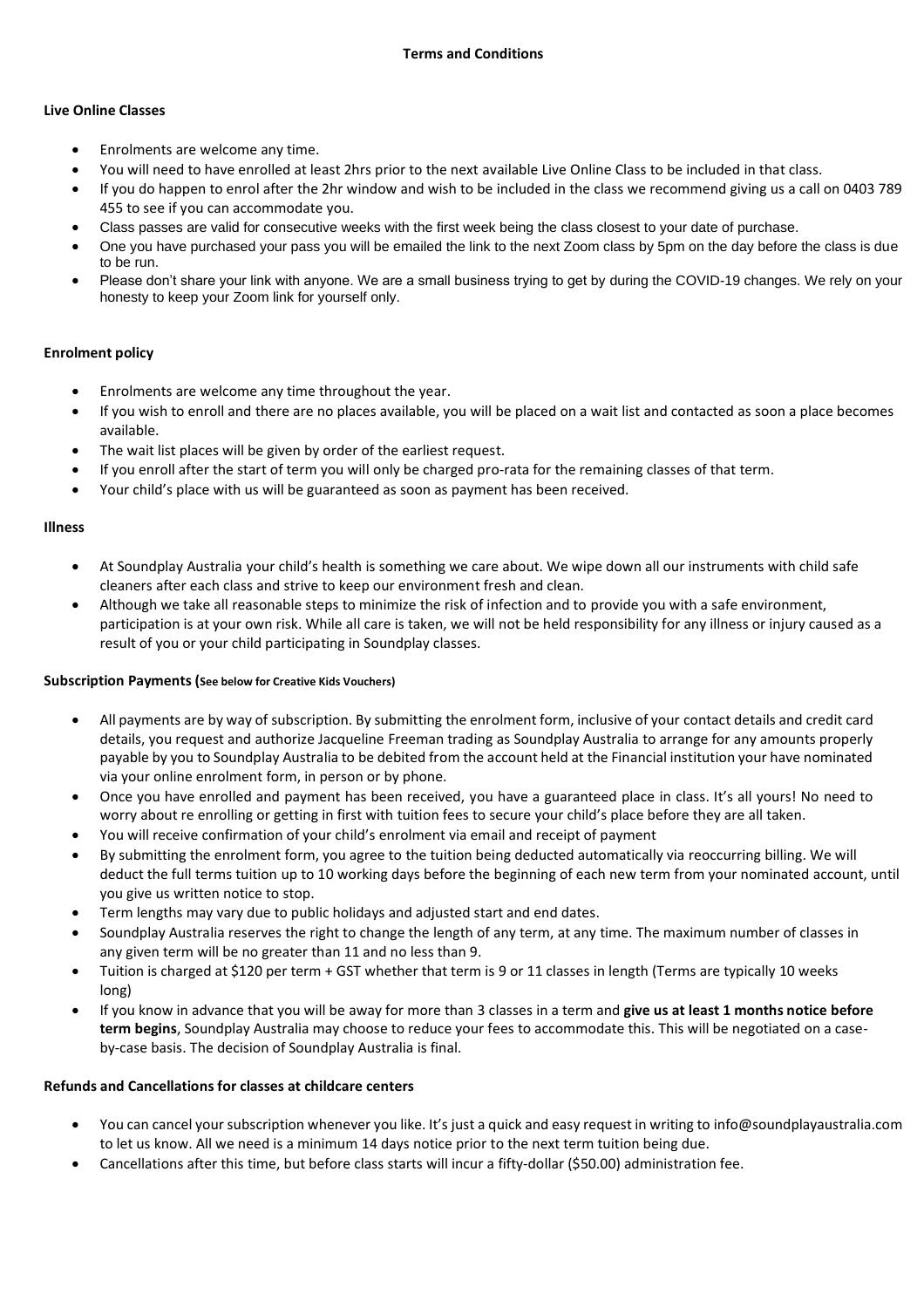# Terms and Conditions

**Live Online Classes**

- Enrolments are welcome any time.
- You will need to have enrolled at least 2hrs prior to the next available Live Online Class to be included in that class.
- If you do happen to enrol after the 2hr window and wish to be included in the class we recommend giving us a call on 0403 789 455 to see if you can accommodate you.
- Class passes are valid for consecutive weeks with the first week being the class closest to your date of purchase.
- One you have purchased your pass you will be emailed the link to the next Zoom class by 5pm on the day before the class is due to be run.
- Please don't share your link with anyone. We are a small business trying to get by during the COVID-19 changes. We rely on your honesty to keep your Zoom link for yourself only.

**Enrolment policy**

- Enrolments are welcome any time throughout the year.
- If you wish to enroll and there are no places available, you will be placed on a wait list and contacted as soon a place becomes available.
- The wait list places will be given by order of the earliest request.
- If you enroll after the start of term you will only be charged pro-rata for the remaining classes of that term.
- Your child's place with us will be guaranteed as soon as payment has been received.

**Illness**

- At Soundplay Australia your child's health is something we care about. We wipe down all our instruments with child safe cleaners after each class and strive to keep our environment fresh and clean.
- Although we take all reasonable steps to minimize the risk of infection and to provide you with a safe environment, participation is at your own risk. While all care is taken, we will not be held responsibility for any illness or injury caused as a result of you or your child participating in Soundplay classes.

**Subscription Payments (See below for Creative Kids Vouchers)**

- All payments are by way of subscription. By submitting the enrolment form, inclusive of your contact details and credit card details, you request and authorize Jacqueline Freeman trading as Soundplay Australia to arrange for any amounts properly payable by you to Soundplay Australia to be debited from the account held at the Financial institution your have nominated via your online enrolment form, in person or by phone.
- Once you have enrolled and payment has been received, you have a guaranteed place in class. It's all yours! No need to worry about re enrolling or getting in first with tuition fees to secure your child's place before they are all taken.
- You will receive confirmation of your child's enrolment via email and receipt of payment
- By submitting the enrolment form, you agree to the tuition being deducted automatically via reoccurring billing. We will deduct the full terms tuition up to 10 working days before the beginning of each new term from your nominated account, until you give us written notice to stop.
- Term lengths may vary due to public holidays and adjusted start and end dates.
- Soundplay Australia reserves the right to change the length of any term, at any time. The maximum number of classes in any given term will be no greater than 11 and no less than 9.
- Tuition is charged at $120 per term + GST whether that term is 9 or 11 classes in length (Terms are typically 10 weeks long)
- If you know in advance that you will be away for more than 3 classes in a term and **give us at least 1 months notice before term begins**, Soundplay Australia may choose to reduce your fees to accommodate this. This will be negotiated on a case-by-case basis. The decision of Soundplay Australia is final.

**Refunds and Cancellations for classes at childcare centers**

- You can cancel your subscription whenever you like. It's just a quick and easy request in writing to info@soundplayaustralia.com to let us know. All we need is a minimum 14 days notice prior to the next term tuition being due.
- Cancellations after this time, but before class starts will incur a fifty-dollar ($50.00) administration fee.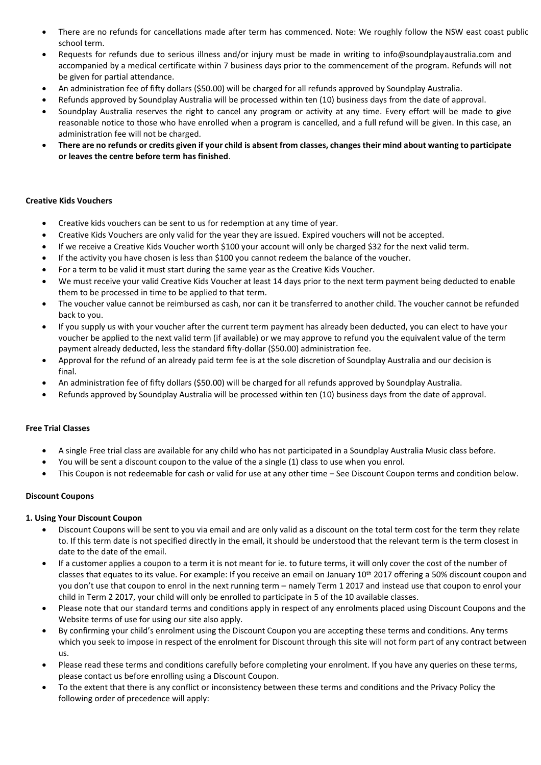- There are no refunds for cancellations made after term has commenced. Note: We roughly follow the NSW east coast public school term.
- Requests for refunds due to serious illness and/or injury must be made in writing to info@soundplayaustralia.com and accompanied by a medical certificate within 7 business days prior to the commencement of the program. Refunds will not be given for partial attendance.
- An administration fee of fifty dollars ($50.00) will be charged for all refunds approved by Soundplay Australia.
- Refunds approved by Soundplay Australia will be processed within ten (10) business days from the date of approval.
- Soundplay Australia reserves the right to cancel any program or activity at any time. Every effort will be made to give reasonable notice to those who have enrolled when a program is cancelled, and a full refund will be given. In this case, an administration fee will not be charged.
- **There are no refunds or credits given if your child is absent from classes, changes their mind about wanting to participate or leaves the centre before term has finished**.

**Creative Kids Vouchers**

- Creative kids vouchers can be sent to us for redemption at any time of year.
- Creative Kids Vouchers are only valid for the year they are issued. Expired vouchers will not be accepted.
- If we receive a Creative Kids Voucher worth $100 your account will only be charged $32 for the next valid term.
- If the activity you have chosen is less than $100 you cannot redeem the balance of the voucher.
- For a term to be valid it must start during the same year as the Creative Kids Voucher.
- We must receive your valid Creative Kids Voucher at least 14 days prior to the next term payment being deducted to enable them to be processed in time to be applied to that term.
- The voucher value cannot be reimbursed as cash, nor can it be transferred to another child. The voucher cannot be refunded back to you.
- If you supply us with your voucher after the current term payment has already been deducted, you can elect to have your voucher be applied to the next valid term (if available) or we may approve to refund you the equivalent value of the term payment already deducted, less the standard fifty-dollar ($50.00) administration fee.
- Approval for the refund of an already paid term fee is at the sole discretion of Soundplay Australia and our decision is final.
- An administration fee of fifty dollars ($50.00) will be charged for all refunds approved by Soundplay Australia.
- Refunds approved by Soundplay Australia will be processed within ten (10) business days from the date of approval.

**Free Trial Classes**

- A single Free trial class are available for any child who has not participated in a Soundplay Australia Music class before.
- You will be sent a discount coupon to the value of the a single (1) class to use when you enrol.
- This Coupon is not redeemable for cash or valid for use at any other time – See Discount Coupon terms and condition below.

**Discount Coupons**

**1. Using Your Discount Coupon**

- Discount Coupons will be sent to you via email and are only valid as a discount on the total term cost for the term they relate to. If this term date is not specified directly in the email, it should be understood that the relevant term is the term closest in date to the date of the email.
- If a customer applies a coupon to a term it is not meant for ie. to future terms, it will only cover the cost of the number of classes that equates to its value. For example: If you receive an email on January 10th 2017 offering a 50% discount coupon and you don't use that coupon to enrol in the next running term – namely Term 1 2017 and instead use that coupon to enrol your child in Term 2 2017, your child will only be enrolled to participate in 5 of the 10 available classes.
- Please note that our standard terms and conditions apply in respect of any enrolments placed using Discount Coupons and the Website terms of use for using our site also apply.
- By confirming your child's enrolment using the Discount Coupon you are accepting these terms and conditions. Any terms which you seek to impose in respect of the enrolment for Discount through this site will not form part of any contract between us.
- Please read these terms and conditions carefully before completing your enrolment. If you have any queries on these terms, please contact us before enrolling using a Discount Coupon.
- To the extent that there is any conflict or inconsistency between these terms and conditions and the Privacy Policy the following order of precedence will apply: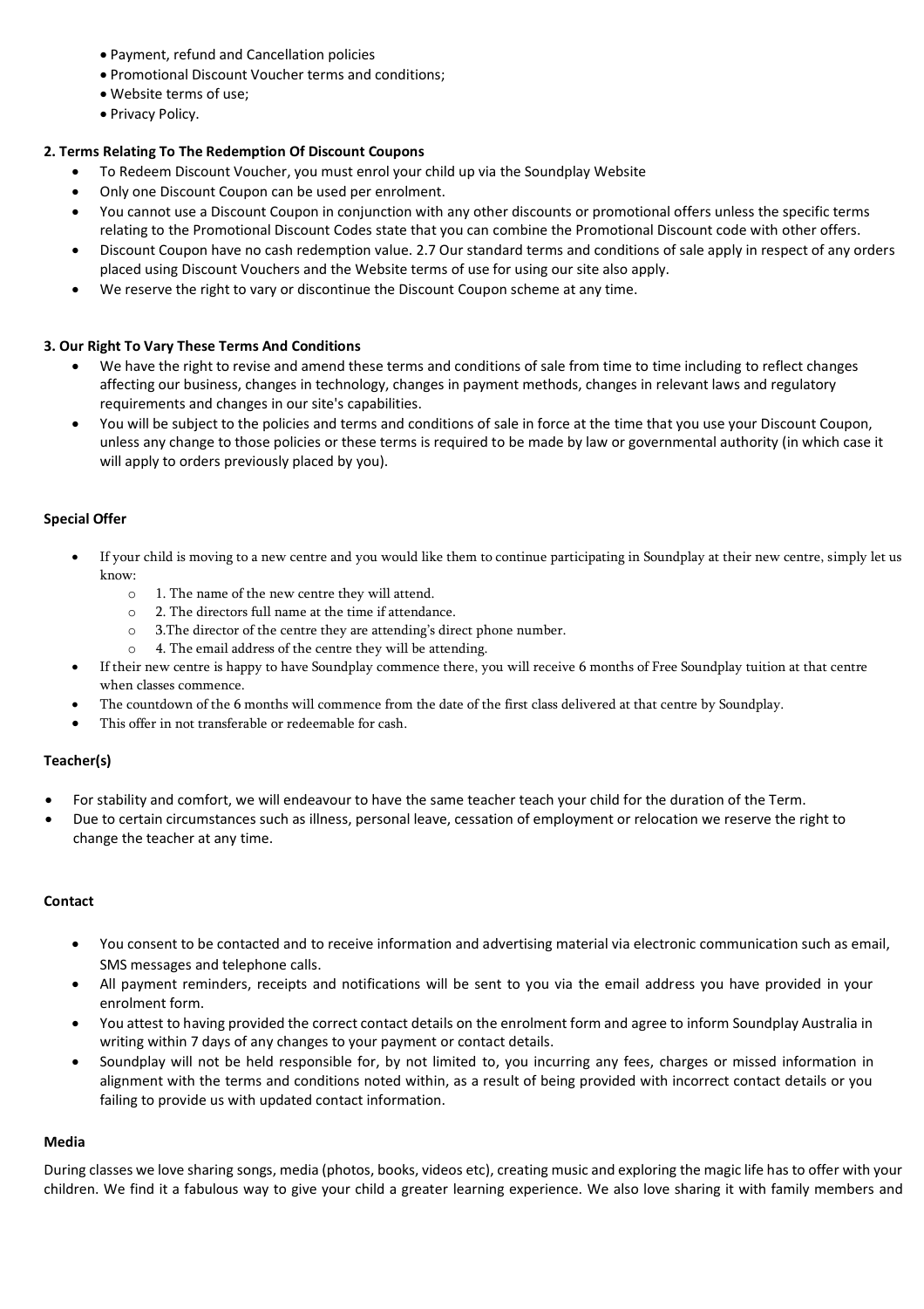- Payment, refund and Cancellation policies
- Promotional Discount Voucher terms and conditions;
- Website terms of use;
- Privacy Policy.

**2. Terms Relating To The Redemption Of Discount Coupons**

- To Redeem Discount Voucher, you must enrol your child up via the Soundplay Website
- Only one Discount Coupon can be used per enrolment.
- You cannot use a Discount Coupon in conjunction with any other discounts or promotional offers unless the specific terms relating to the Promotional Discount Codes state that you can combine the Promotional Discount code with other offers.
- Discount Coupon have no cash redemption value. 2.7 Our standard terms and conditions of sale apply in respect of any orders placed using Discount Vouchers and the Website terms of use for using our site also apply.
- We reserve the right to vary or discontinue the Discount Coupon scheme at any time.

**3. Our Right To Vary These Terms And Conditions**

- We have the right to revise and amend these terms and conditions of sale from time to time including to reflect changes affecting our business, changes in technology, changes in payment methods, changes in relevant laws and regulatory requirements and changes in our site's capabilities.
- You will be subject to the policies and terms and conditions of sale in force at the time that you use your Discount Coupon, unless any change to those policies or these terms is required to be made by law or governmental authority (in which case it will apply to orders previously placed by you).

**Special Offer**

- If your child is moving to a new centre and you would like them to continue participating in Soundplay at their new centre, simply let us know:
  - 1. The name of the new centre they will attend.
  - 2. The directors full name at the time if attendance.
  - 3.The director of the centre they are attending's direct phone number.
  - 4. The email address of the centre they will be attending.
- If their new centre is happy to have Soundplay commence there, you will receive 6 months of Free Soundplay tuition at that centre when classes commence.
- The countdown of the 6 months will commence from the date of the first class delivered at that centre by Soundplay.
- This offer in not transferable or redeemable for cash.

**Teacher(s)**

- For stability and comfort, we will endeavour to have the same teacher teach your child for the duration of the Term.
- Due to certain circumstances such as illness, personal leave, cessation of employment or relocation we reserve the right to change the teacher at any time.

**Contact**

- You consent to be contacted and to receive information and advertising material via electronic communication such as email, SMS messages and telephone calls.
- All payment reminders, receipts and notifications will be sent to you via the email address you have provided in your enrolment form.
- You attest to having provided the correct contact details on the enrolment form and agree to inform Soundplay Australia in writing within 7 days of any changes to your payment or contact details.
- Soundplay will not be held responsible for, by not limited to, you incurring any fees, charges or missed information in alignment with the terms and conditions noted within, as a result of being provided with incorrect contact details or you failing to provide us with updated contact information.

**Media**

During classes we love sharing songs, media (photos, books, videos etc), creating music and exploring the magic life has to offer with your children. We find it a fabulous way to give your child a greater learning experience. We also love sharing it with family members and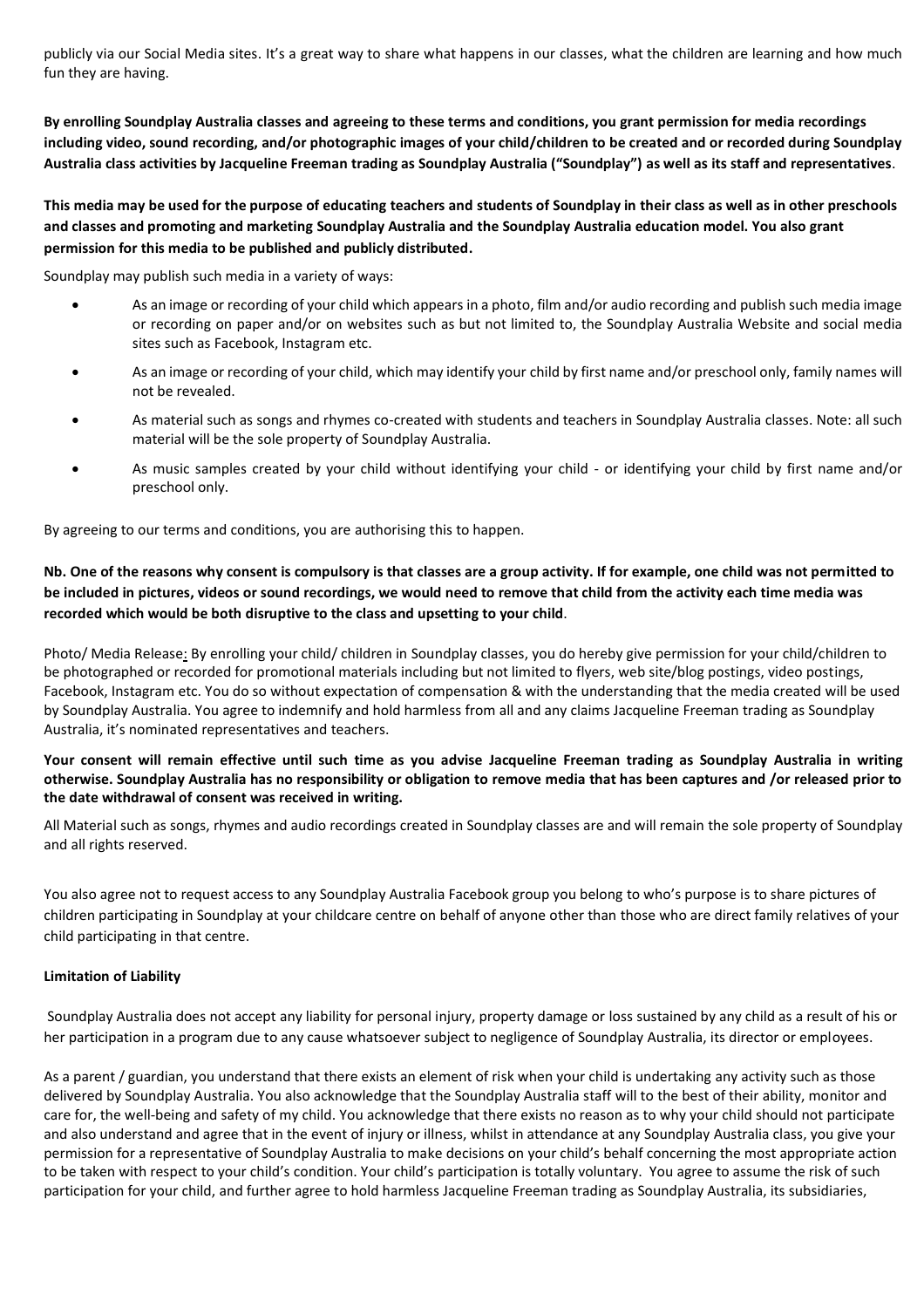publicly via our Social Media sites. It's a great way to share what happens in our classes, what the children are learning and how much fun they are having.

**By enrolling Soundplay Australia classes and agreeing to these terms and conditions, you grant permission for media recordings including video, sound recording, and/or photographic images of your child/children to be created and or recorded during Soundplay Australia class activities by Jacqueline Freeman trading as Soundplay Australia ("Soundplay") as well as its staff and representatives**.

**This media may be used for the purpose of educating teachers and students of Soundplay in their class as well as in other preschools and classes and promoting and marketing Soundplay Australia and the Soundplay Australia education model. You also grant permission for this media to be published and publicly distributed.**

Soundplay may publish such media in a variety of ways:

- As an image or recording of your child which appears in a photo, film and/or audio recording and publish such media image or recording on paper and/or on websites such as but not limited to, the Soundplay Australia Website and social media sites such as Facebook, Instagram etc.
- As an image or recording of your child, which may identify your child by first name and/or preschool only, family names will not be revealed.
- As material such as songs and rhymes co-created with students and teachers in Soundplay Australia classes. Note: all such material will be the sole property of Soundplay Australia.
- As music samples created by your child without identifying your child - or identifying your child by first name and/or preschool only.

By agreeing to our terms and conditions, you are authorising this to happen.

**Nb. One of the reasons why consent is compulsory is that classes are a group activity. If for example, one child was not permitted to be included in pictures, videos or sound recordings, we would need to remove that child from the activity each time media was recorded which would be both disruptive to the class and upsetting to your child**.

Photo/ Media Release: By enrolling your child/ children in Soundplay classes, you do hereby give permission for your child/children to be photographed or recorded for promotional materials including but not limited to flyers, web site/blog postings, video postings, Facebook, Instagram etc. You do so without expectation of compensation & with the understanding that the media created will be used by Soundplay Australia. You agree to indemnify and hold harmless from all and any claims Jacqueline Freeman trading as Soundplay Australia, it's nominated representatives and teachers.

**Your consent will remain effective until such time as you advise Jacqueline Freeman trading as Soundplay Australia in writing otherwise. Soundplay Australia has no responsibility or obligation to remove media that has been captures and /or released prior to the date withdrawal of consent was received in writing.**

All Material such as songs, rhymes and audio recordings created in Soundplay classes are and will remain the sole property of Soundplay and all rights reserved.

You also agree not to request access to any Soundplay Australia Facebook group you belong to who's purpose is to share pictures of children participating in Soundplay at your childcare centre on behalf of anyone other than those who are direct family relatives of your child participating in that centre.

**Limitation of Liability**

Soundplay Australia does not accept any liability for personal injury, property damage or loss sustained by any child as a result of his or her participation in a program due to any cause whatsoever subject to negligence of Soundplay Australia, its director or employees.

As a parent / guardian, you understand that there exists an element of risk when your child is undertaking any activity such as those delivered by Soundplay Australia. You also acknowledge that the Soundplay Australia staff will to the best of their ability, monitor and care for, the well-being and safety of my child. You acknowledge that there exists no reason as to why your child should not participate and also understand and agree that in the event of injury or illness, whilst in attendance at any Soundplay Australia class, you give your permission for a representative of Soundplay Australia to make decisions on your child's behalf concerning the most appropriate action to be taken with respect to your child's condition. Your child's participation is totally voluntary. You agree to assume the risk of such participation for your child, and further agree to hold harmless Jacqueline Freeman trading as Soundplay Australia, its subsidiaries,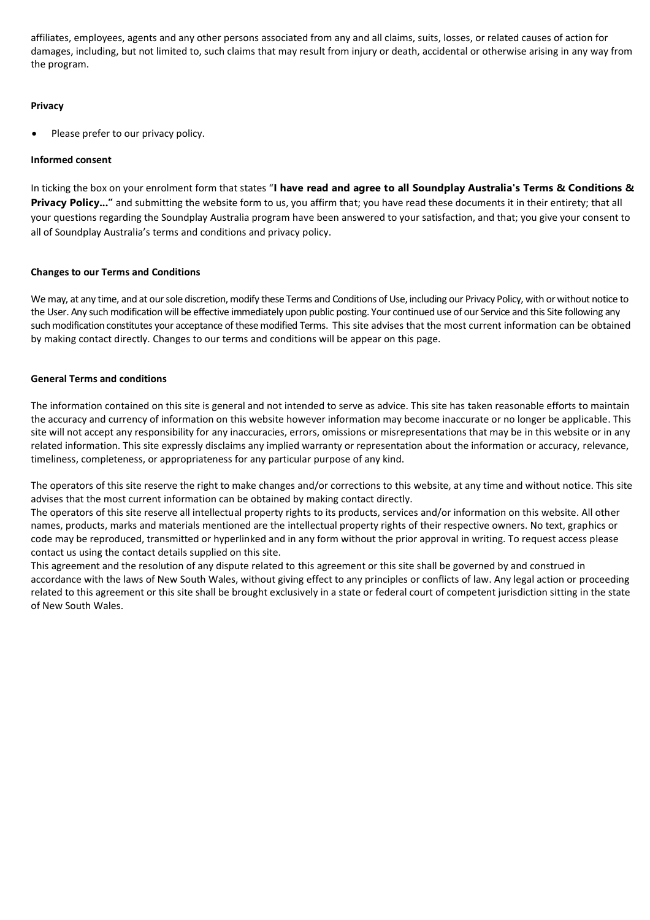affiliates, employees, agents and any other persons associated from any and all claims, suits, losses, or related causes of action for damages, including, but not limited to, such claims that may result from injury or death, accidental or otherwise arising in any way from the program.

**Privacy**

- Please prefer to our privacy policy.

**Informed consent**

In ticking the box on your enrolment form that states "**I have read and agree to all Soundplay Australia's Terms & Conditions & Privacy Policy...**" and submitting the website form to us, you affirm that; you have read these documents it in their entirety; that all your questions regarding the Soundplay Australia program have been answered to your satisfaction, and that; you give your consent to all of Soundplay Australia's terms and conditions and privacy policy.

**Changes to our Terms and Conditions**

We may, at any time, and at our sole discretion, modify these Terms and Conditions of Use, including our Privacy Policy, with or without notice to the User. Any such modification will be effective immediately upon public posting. Your continued use of our Service and this Site following any such modification constitutes your acceptance of these modified Terms. This site advises that the most current information can be obtained by making contact directly. Changes to our terms and conditions will be appear on this page.

**General Terms and conditions**

The information contained on this site is general and not intended to serve as advice. This site has taken reasonable efforts to maintain the accuracy and currency of information on this website however information may become inaccurate or no longer be applicable. This site will not accept any responsibility for any inaccuracies, errors, omissions or misrepresentations that may be in this website or in any related information. This site expressly disclaims any implied warranty or representation about the information or accuracy, relevance, timeliness, completeness, or appropriateness for any particular purpose of any kind.

The operators of this site reserve the right to make changes and/or corrections to this website, at any time and without notice. This site advises that the most current information can be obtained by making contact directly.
The operators of this site reserve all intellectual property rights to its products, services and/or information on this website. All other names, products, marks and materials mentioned are the intellectual property rights of their respective owners. No text, graphics or code may be reproduced, transmitted or hyperlinked and in any form without the prior approval in writing. To request access please contact us using the contact details supplied on this site.
This agreement and the resolution of any dispute related to this agreement or this site shall be governed by and construed in accordance with the laws of New South Wales, without giving effect to any principles or conflicts of law. Any legal action or proceeding related to this agreement or this site shall be brought exclusively in a state or federal court of competent jurisdiction sitting in the state of New South Wales.